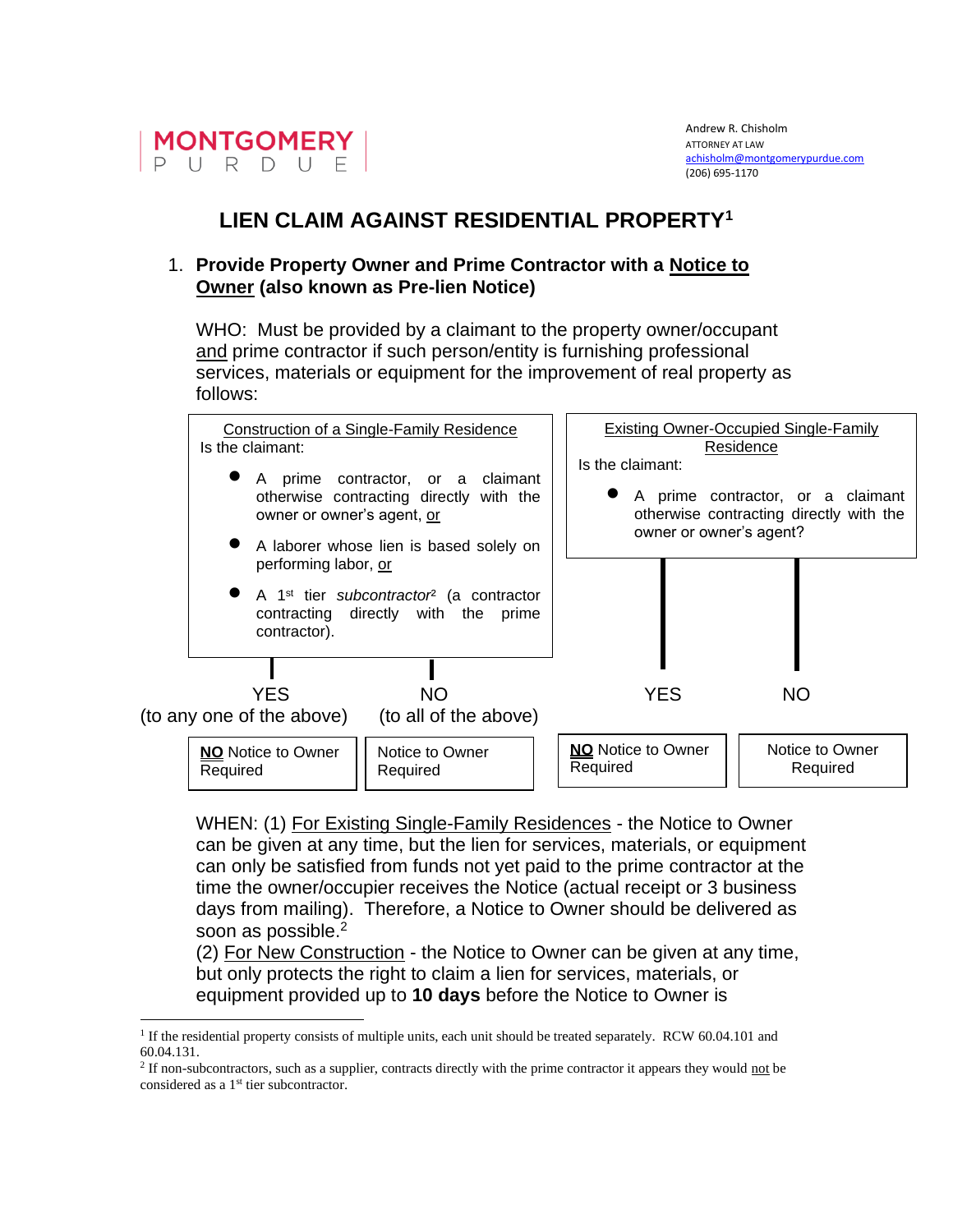MONTGOMERY PURDUE

Andrew R. Chisholm
ATTORNEY AT LAW
achisholm@montgomerypurdue.com
(206) 695-1170

# LIEN CLAIM AGAINST RESIDENTIAL PROPERTY[1]

1. **Provide Property Owner and Prime Contractor with a Notice to Owner (also known as Pre-lien Notice)**

   WHO: Must be provided by a claimant to the property owner/occupant and prime contractor if such person/entity is furnishing professional services, materials or equipment for the improvement of real property as follows:

**Construction of a Single-Family Residence**

Is the claimant:

- A prime contractor, or a claimant otherwise contracting directly with the owner or owner's agent, or
- A laborer whose lien is based solely on performing labor, or
- A 1st tier *subcontractor*[2] (a contractor contracting directly with the prime contractor).

| YES (to any one of the above) | NO (to all of the above) |
| --- | --- |
| **NO** Notice to Owner Required | Notice to Owner Required |

**Existing Owner-Occupied Single-Family Residence**

Is the claimant:

- A prime contractor, or a claimant otherwise contracting directly with the owner or owner's agent?

| YES | NO |
| --- | --- |
| **NO** Notice to Owner Required | Notice to Owner Required |

WHEN: (1) For Existing Single-Family Residences - the Notice to Owner can be given at any time, but the lien for services, materials, or equipment can only be satisfied from funds not yet paid to the prime contractor at the time the owner/occupier receives the Notice (actual receipt or 3 business days from mailing). Therefore, a Notice to Owner should be delivered as soon as possible.[2]

(2) For New Construction - the Notice to Owner can be given at any time, but only protects the right to claim a lien for services, materials, or equipment provided up to **10 days** before the Notice to Owner is

---

[1] If the residential property consists of multiple units, each unit should be treated separately. RCW 60.04.101 and 60.04.131.

[2] If non-subcontractors, such as a supplier, contracts directly with the prime contractor it appears they would not be considered as a 1st tier subcontractor.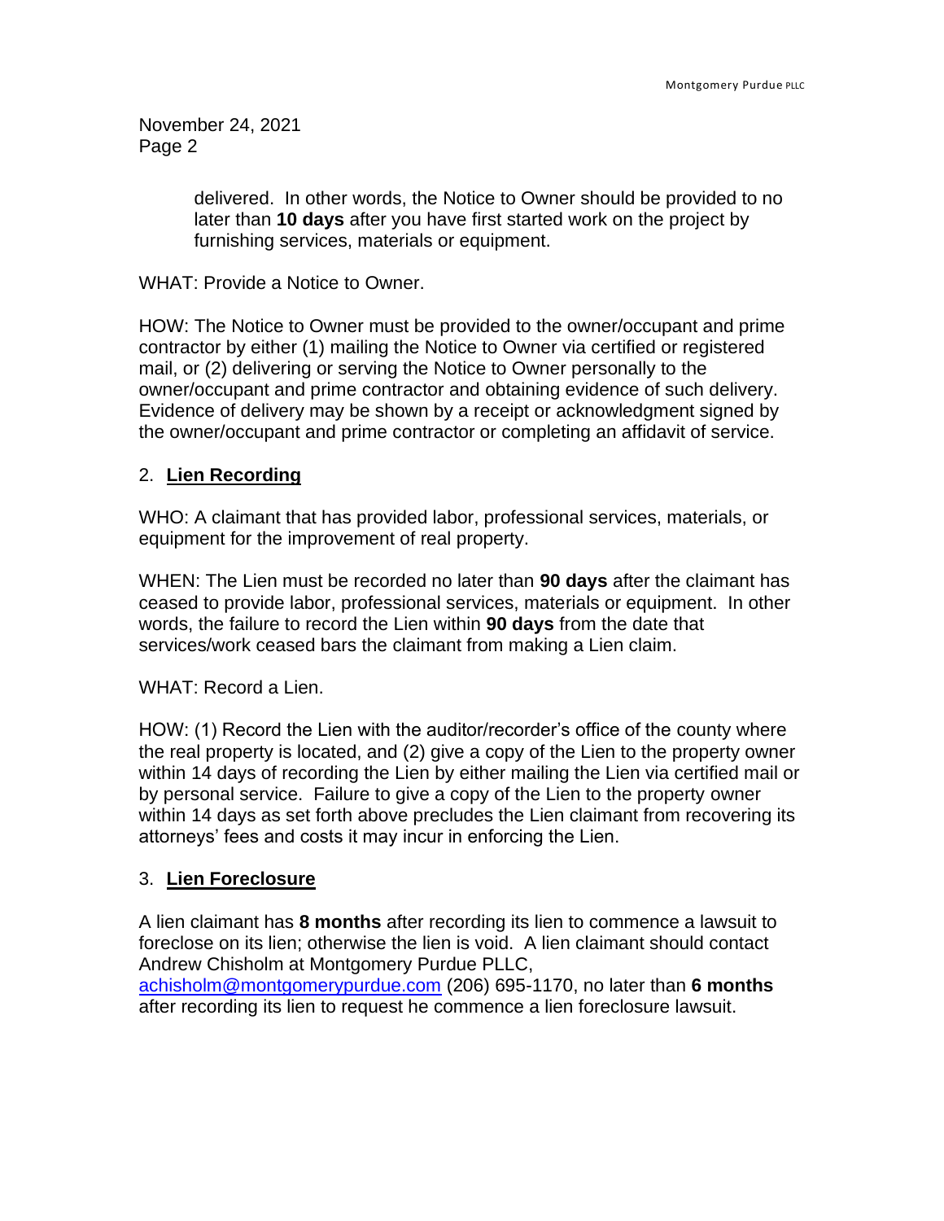delivered. In other words, the Notice to Owner should be provided to no later than **10 days** after you have first started work on the project by furnishing services, materials or equipment.

WHAT: Provide a Notice to Owner.

HOW: The Notice to Owner must be provided to the owner/occupant and prime contractor by either (1) mailing the Notice to Owner via certified or registered mail, or (2) delivering or serving the Notice to Owner personally to the owner/occupant and prime contractor and obtaining evidence of such delivery. Evidence of delivery may be shown by a receipt or acknowledgment signed by the owner/occupant and prime contractor or completing an affidavit of service.

## 2. **Lien Recording**

WHO: A claimant that has provided labor, professional services, materials, or equipment for the improvement of real property.

WHEN: The Lien must be recorded no later than **90 days** after the claimant has ceased to provide labor, professional services, materials or equipment. In other words, the failure to record the Lien within **90 days** from the date that services/work ceased bars the claimant from making a Lien claim.

WHAT: Record a Lien.

HOW: (1) Record the Lien with the auditor/recorder's office of the county where the real property is located, and (2) give a copy of the Lien to the property owner within 14 days of recording the Lien by either mailing the Lien via certified mail or by personal service. Failure to give a copy of the Lien to the property owner within 14 days as set forth above precludes the Lien claimant from recovering its attorneys' fees and costs it may incur in enforcing the Lien.

## 3. **Lien Foreclosure**

A lien claimant has **8 months** after recording its lien to commence a lawsuit to foreclose on its lien; otherwise the lien is void. A lien claimant should contact Andrew Chisholm at Montgomery Purdue PLLC, achisholm@montgomerypurdue.com (206) 695-1170, no later than **6 months** after recording its lien to request he commence a lien foreclosure lawsuit.